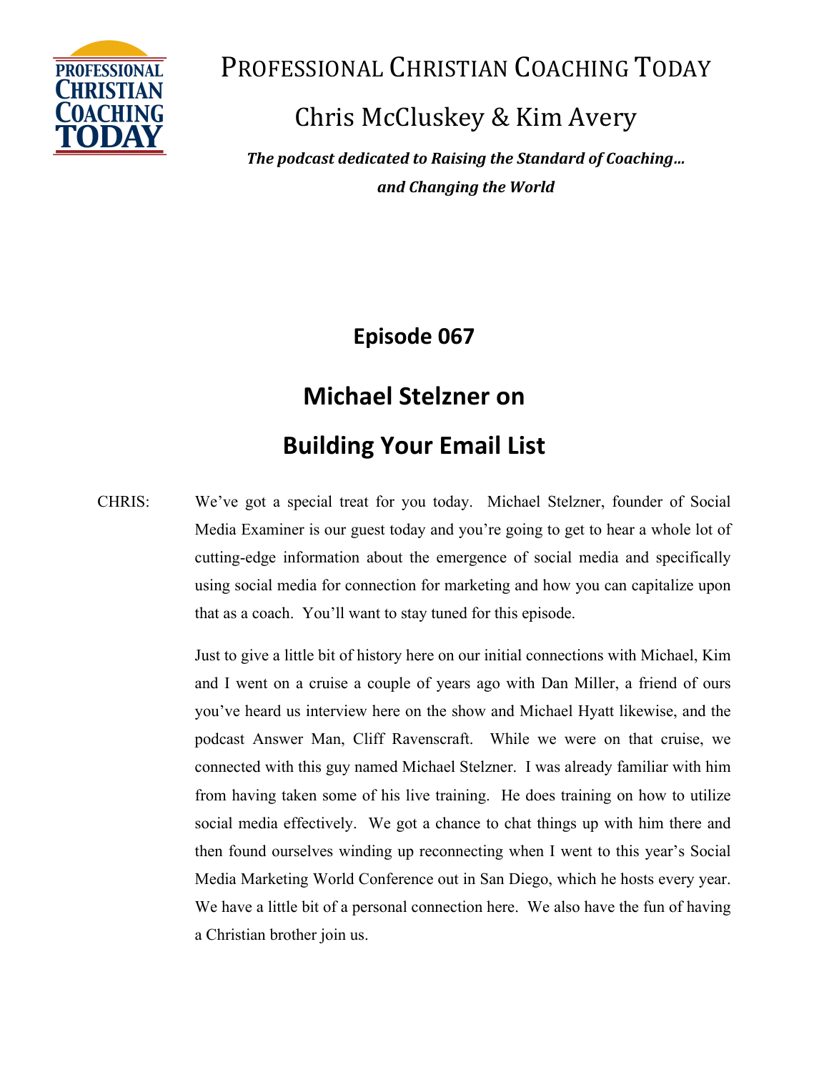# PROFESSIONAL CHRISTIAN COACHING TODAY

## Chris McCluskey & Kim Avery

***The podcast dedicated to Raising the Standard of Coaching… and Changing the World***

## Episode 067

## Michael Stelzner on Building Your Email List

CHRIS: We've got a special treat for you today. Michael Stelzner, founder of Social Media Examiner is our guest today and you're going to get to hear a whole lot of cutting-edge information about the emergence of social media and specifically using social media for connection for marketing and how you can capitalize upon that as a coach. You'll want to stay tuned for this episode.

Just to give a little bit of history here on our initial connections with Michael, Kim and I went on a cruise a couple of years ago with Dan Miller, a friend of ours you've heard us interview here on the show and Michael Hyatt likewise, and the podcast Answer Man, Cliff Ravenscraft. While we were on that cruise, we connected with this guy named Michael Stelzner. I was already familiar with him from having taken some of his live training. He does training on how to utilize social media effectively. We got a chance to chat things up with him there and then found ourselves winding up reconnecting when I went to this year's Social Media Marketing World Conference out in San Diego, which he hosts every year. We have a little bit of a personal connection here. We also have the fun of having a Christian brother join us.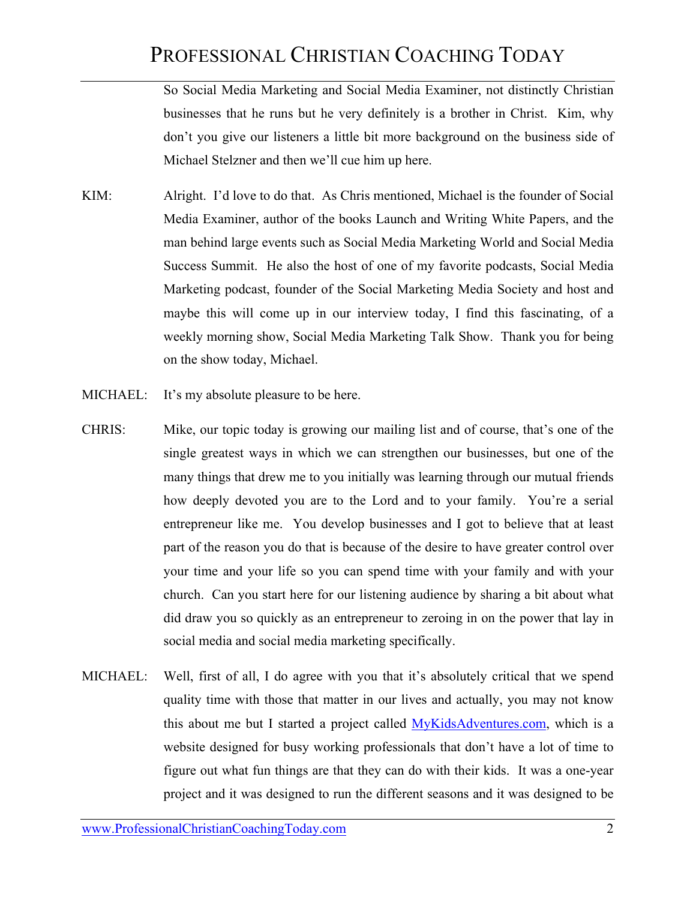So Social Media Marketing and Social Media Examiner, not distinctly Christian businesses that he runs but he very definitely is a brother in Christ. Kim, why don't you give our listeners a little bit more background on the business side of Michael Stelzner and then we'll cue him up here.

KIM: Alright. I'd love to do that. As Chris mentioned, Michael is the founder of Social Media Examiner, author of the books Launch and Writing White Papers, and the man behind large events such as Social Media Marketing World and Social Media Success Summit. He also the host of one of my favorite podcasts, Social Media Marketing podcast, founder of the Social Marketing Media Society and host and maybe this will come up in our interview today, I find this fascinating, of a weekly morning show, Social Media Marketing Talk Show. Thank you for being on the show today, Michael.

MICHAEL: It's my absolute pleasure to be here.

CHRIS: Mike, our topic today is growing our mailing list and of course, that's one of the single greatest ways in which we can strengthen our businesses, but one of the many things that drew me to you initially was learning through our mutual friends how deeply devoted you are to the Lord and to your family. You're a serial entrepreneur like me. You develop businesses and I got to believe that at least part of the reason you do that is because of the desire to have greater control over your time and your life so you can spend time with your family and with your church. Can you start here for our listening audience by sharing a bit about what did draw you so quickly as an entrepreneur to zeroing in on the power that lay in social media and social media marketing specifically.

MICHAEL: Well, first of all, I do agree with you that it's absolutely critical that we spend quality time with those that matter in our lives and actually, you may not know this about me but I started a project called MyKidsAdventures.com, which is a website designed for busy working professionals that don't have a lot of time to figure out what fun things are that they can do with their kids. It was a one-year project and it was designed to run the different seasons and it was designed to be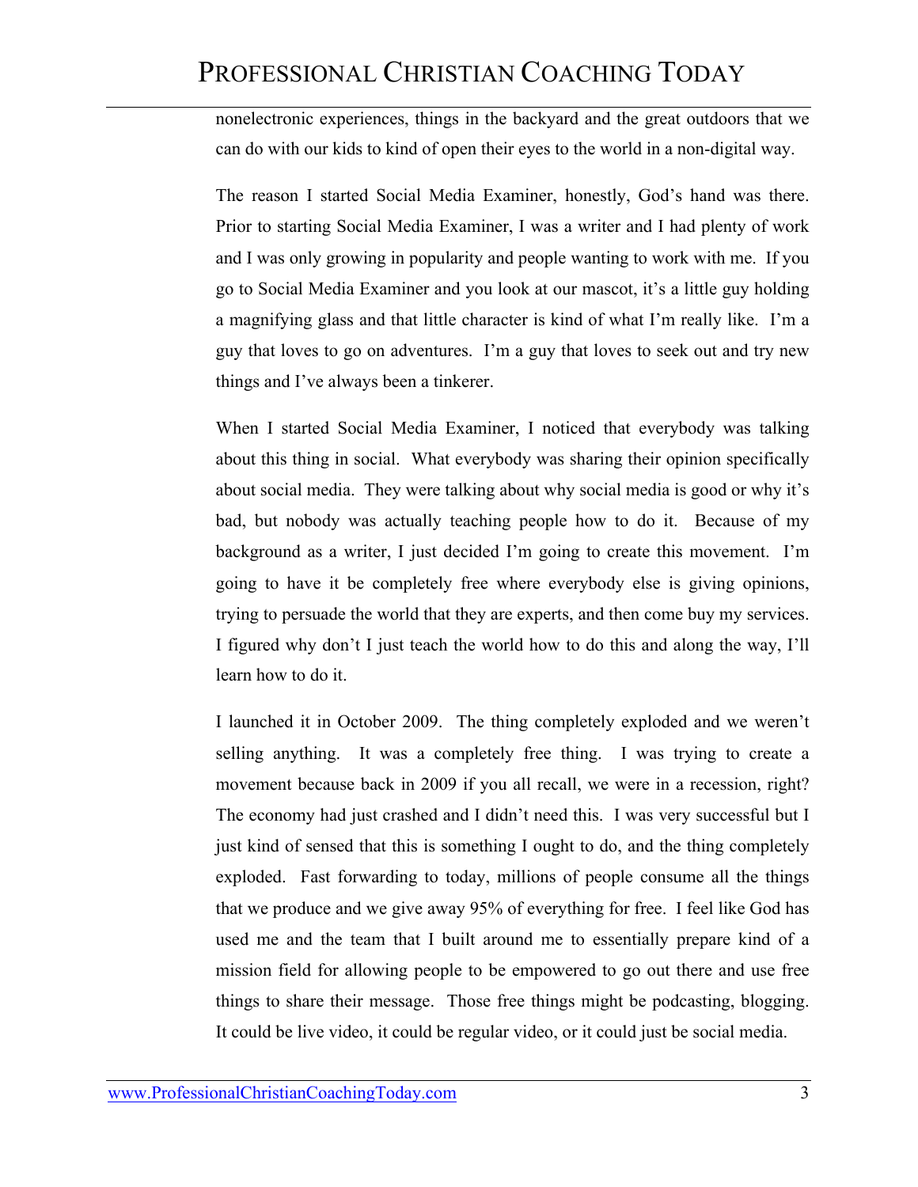nonelectronic experiences, things in the backyard and the great outdoors that we can do with our kids to kind of open their eyes to the world in a non-digital way.

The reason I started Social Media Examiner, honestly, God's hand was there. Prior to starting Social Media Examiner, I was a writer and I had plenty of work and I was only growing in popularity and people wanting to work with me. If you go to Social Media Examiner and you look at our mascot, it's a little guy holding a magnifying glass and that little character is kind of what I'm really like. I'm a guy that loves to go on adventures. I'm a guy that loves to seek out and try new things and I've always been a tinkerer.

When I started Social Media Examiner, I noticed that everybody was talking about this thing in social. What everybody was sharing their opinion specifically about social media. They were talking about why social media is good or why it's bad, but nobody was actually teaching people how to do it. Because of my background as a writer, I just decided I'm going to create this movement. I'm going to have it be completely free where everybody else is giving opinions, trying to persuade the world that they are experts, and then come buy my services. I figured why don't I just teach the world how to do this and along the way, I'll learn how to do it.

I launched it in October 2009. The thing completely exploded and we weren't selling anything. It was a completely free thing. I was trying to create a movement because back in 2009 if you all recall, we were in a recession, right? The economy had just crashed and I didn't need this. I was very successful but I just kind of sensed that this is something I ought to do, and the thing completely exploded. Fast forwarding to today, millions of people consume all the things that we produce and we give away 95% of everything for free. I feel like God has used me and the team that I built around me to essentially prepare kind of a mission field for allowing people to be empowered to go out there and use free things to share their message. Those free things might be podcasting, blogging. It could be live video, it could be regular video, or it could just be social media.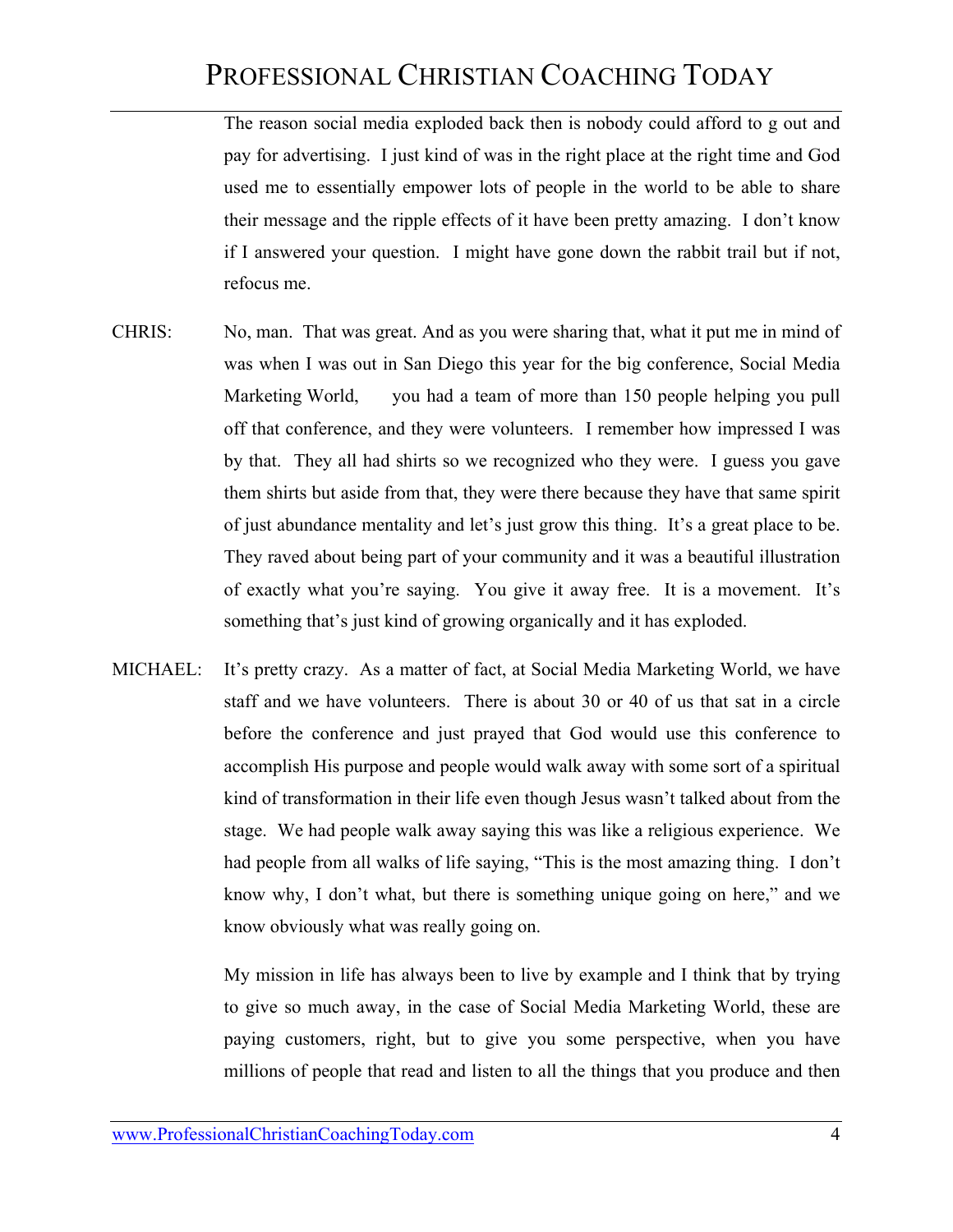The reason social media exploded back then is nobody could afford to g out and pay for advertising. I just kind of was in the right place at the right time and God used me to essentially empower lots of people in the world to be able to share their message and the ripple effects of it have been pretty amazing. I don't know if I answered your question. I might have gone down the rabbit trail but if not, refocus me.

CHRIS: No, man. That was great. And as you were sharing that, what it put me in mind of was when I was out in San Diego this year for the big conference, Social Media Marketing World, you had a team of more than 150 people helping you pull off that conference, and they were volunteers. I remember how impressed I was by that. They all had shirts so we recognized who they were. I guess you gave them shirts but aside from that, they were there because they have that same spirit of just abundance mentality and let's just grow this thing. It's a great place to be. They raved about being part of your community and it was a beautiful illustration of exactly what you're saying. You give it away free. It is a movement. It's something that's just kind of growing organically and it has exploded.

MICHAEL: It's pretty crazy. As a matter of fact, at Social Media Marketing World, we have staff and we have volunteers. There is about 30 or 40 of us that sat in a circle before the conference and just prayed that God would use this conference to accomplish His purpose and people would walk away with some sort of a spiritual kind of transformation in their life even though Jesus wasn't talked about from the stage. We had people walk away saying this was like a religious experience. We had people from all walks of life saying, "This is the most amazing thing. I don't know why, I don't what, but there is something unique going on here," and we know obviously what was really going on.

My mission in life has always been to live by example and I think that by trying to give so much away, in the case of Social Media Marketing World, these are paying customers, right, but to give you some perspective, when you have millions of people that read and listen to all the things that you produce and then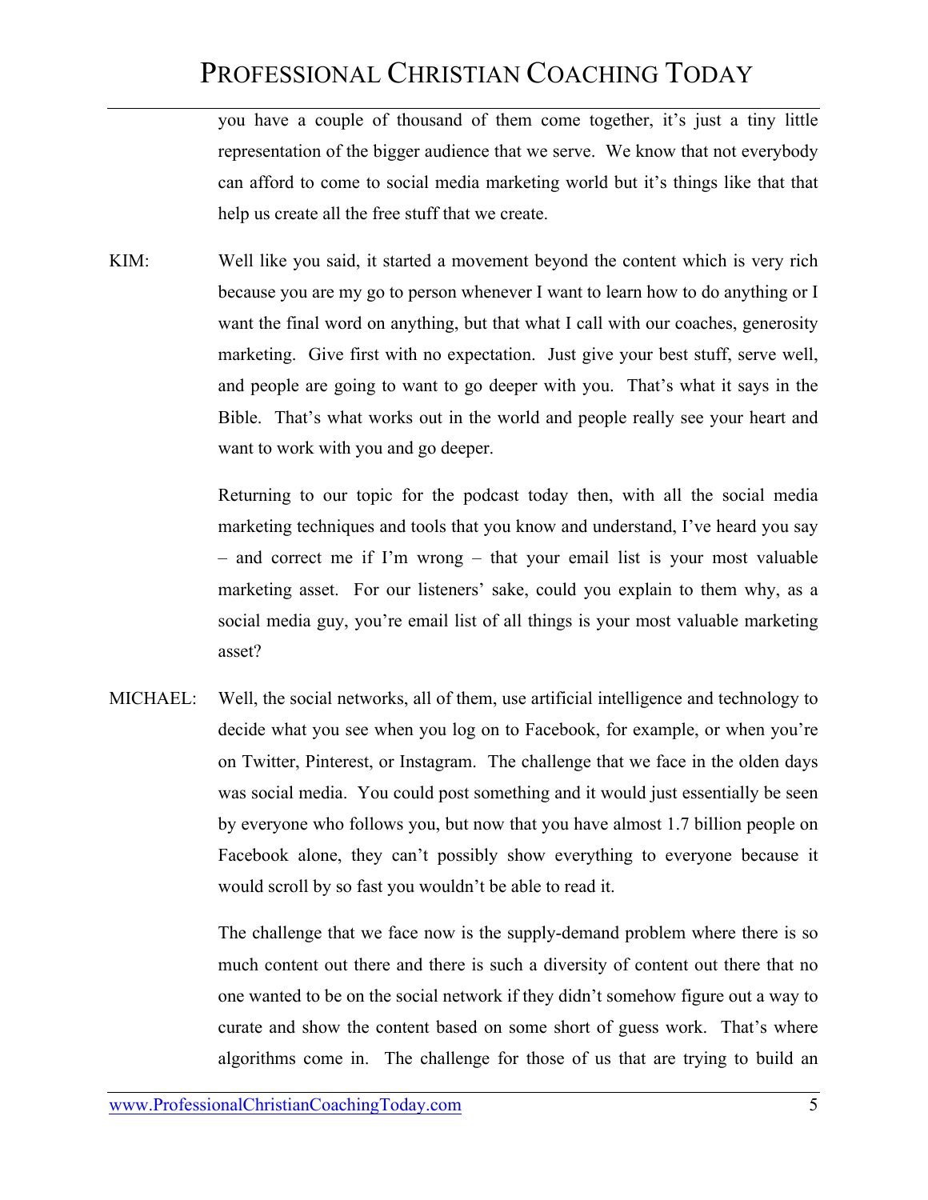you have a couple of thousand of them come together, it's just a tiny little representation of the bigger audience that we serve. We know that not everybody can afford to come to social media marketing world but it's things like that that help us create all the free stuff that we create.

KIM: Well like you said, it started a movement beyond the content which is very rich because you are my go to person whenever I want to learn how to do anything or I want the final word on anything, but that what I call with our coaches, generosity marketing. Give first with no expectation. Just give your best stuff, serve well, and people are going to want to go deeper with you. That's what it says in the Bible. That's what works out in the world and people really see your heart and want to work with you and go deeper.

Returning to our topic for the podcast today then, with all the social media marketing techniques and tools that you know and understand, I've heard you say – and correct me if I'm wrong – that your email list is your most valuable marketing asset. For our listeners' sake, could you explain to them why, as a social media guy, you're email list of all things is your most valuable marketing asset?

MICHAEL: Well, the social networks, all of them, use artificial intelligence and technology to decide what you see when you log on to Facebook, for example, or when you're on Twitter, Pinterest, or Instagram. The challenge that we face in the olden days was social media. You could post something and it would just essentially be seen by everyone who follows you, but now that you have almost 1.7 billion people on Facebook alone, they can't possibly show everything to everyone because it would scroll by so fast you wouldn't be able to read it.

The challenge that we face now is the supply-demand problem where there is so much content out there and there is such a diversity of content out there that no one wanted to be on the social network if they didn't somehow figure out a way to curate and show the content based on some short of guess work. That's where algorithms come in. The challenge for those of us that are trying to build an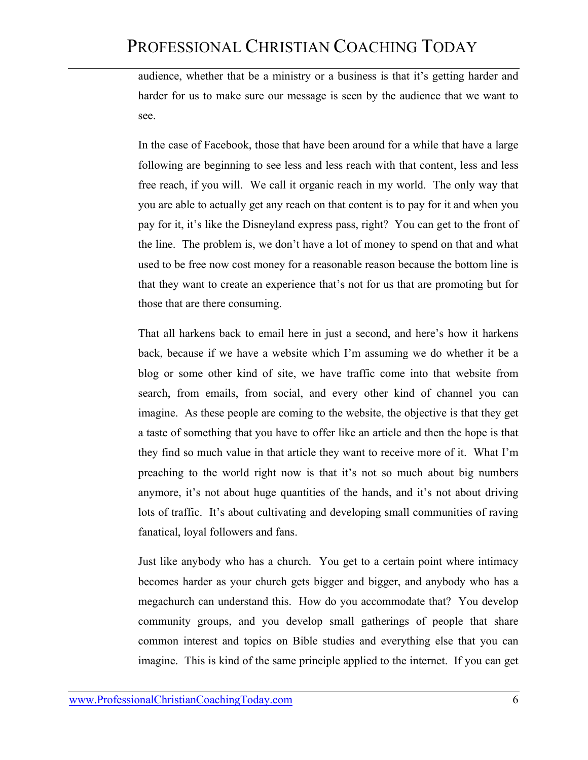audience, whether that be a ministry or a business is that it's getting harder and harder for us to make sure our message is seen by the audience that we want to see.

In the case of Facebook, those that have been around for a while that have a large following are beginning to see less and less reach with that content, less and less free reach, if you will. We call it organic reach in my world. The only way that you are able to actually get any reach on that content is to pay for it and when you pay for it, it's like the Disneyland express pass, right? You can get to the front of the line. The problem is, we don't have a lot of money to spend on that and what used to be free now cost money for a reasonable reason because the bottom line is that they want to create an experience that's not for us that are promoting but for those that are there consuming.

That all harkens back to email here in just a second, and here's how it harkens back, because if we have a website which I'm assuming we do whether it be a blog or some other kind of site, we have traffic come into that website from search, from emails, from social, and every other kind of channel you can imagine. As these people are coming to the website, the objective is that they get a taste of something that you have to offer like an article and then the hope is that they find so much value in that article they want to receive more of it. What I'm preaching to the world right now is that it's not so much about big numbers anymore, it's not about huge quantities of the hands, and it's not about driving lots of traffic. It's about cultivating and developing small communities of raving fanatical, loyal followers and fans.

Just like anybody who has a church. You get to a certain point where intimacy becomes harder as your church gets bigger and bigger, and anybody who has a megachurch can understand this. How do you accommodate that? You develop community groups, and you develop small gatherings of people that share common interest and topics on Bible studies and everything else that you can imagine. This is kind of the same principle applied to the internet. If you can get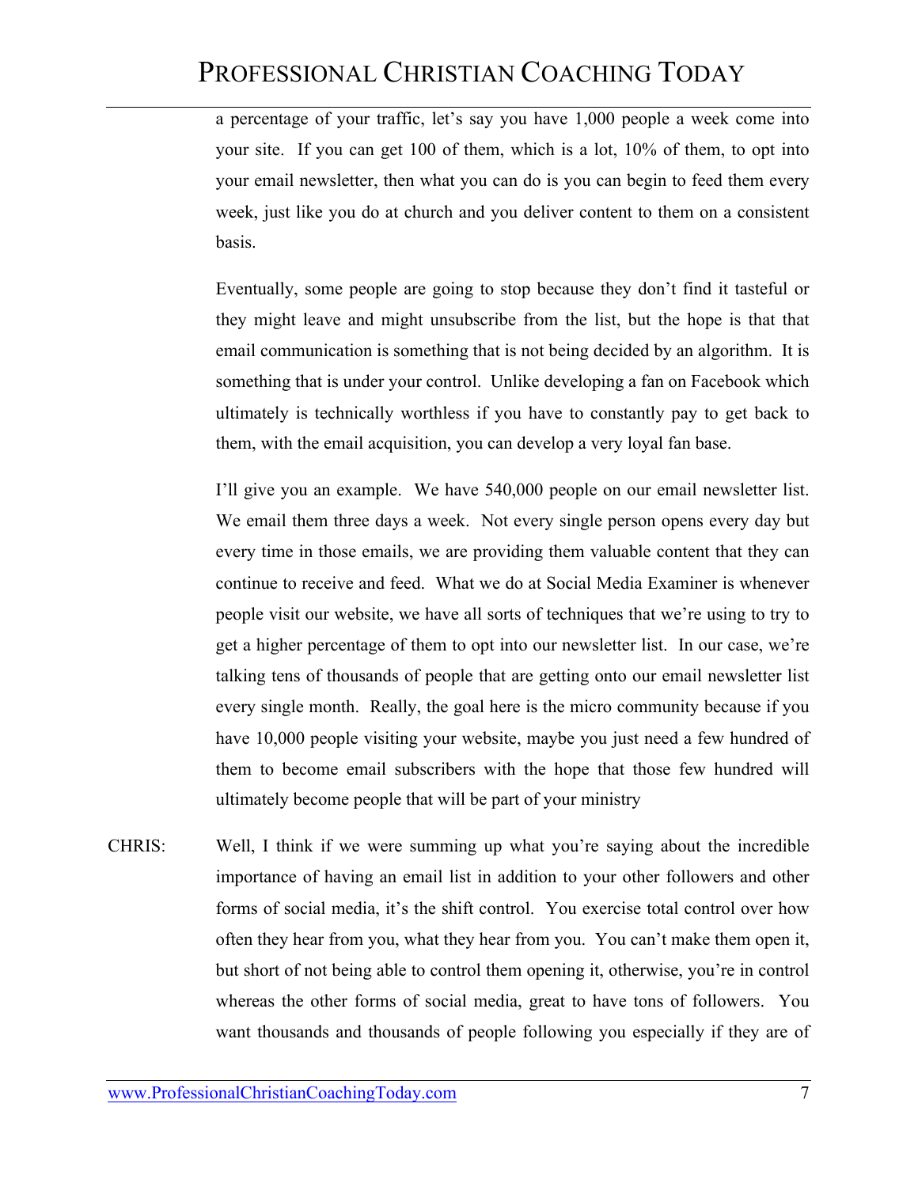a percentage of your traffic, let's say you have 1,000 people a week come into your site. If you can get 100 of them, which is a lot, 10% of them, to opt into your email newsletter, then what you can do is you can begin to feed them every week, just like you do at church and you deliver content to them on a consistent basis.

Eventually, some people are going to stop because they don't find it tasteful or they might leave and might unsubscribe from the list, but the hope is that that email communication is something that is not being decided by an algorithm. It is something that is under your control. Unlike developing a fan on Facebook which ultimately is technically worthless if you have to constantly pay to get back to them, with the email acquisition, you can develop a very loyal fan base.

I'll give you an example. We have 540,000 people on our email newsletter list. We email them three days a week. Not every single person opens every day but every time in those emails, we are providing them valuable content that they can continue to receive and feed. What we do at Social Media Examiner is whenever people visit our website, we have all sorts of techniques that we're using to try to get a higher percentage of them to opt into our newsletter list. In our case, we're talking tens of thousands of people that are getting onto our email newsletter list every single month. Really, the goal here is the micro community because if you have 10,000 people visiting your website, maybe you just need a few hundred of them to become email subscribers with the hope that those few hundred will ultimately become people that will be part of your ministry

CHRIS: Well, I think if we were summing up what you're saying about the incredible importance of having an email list in addition to your other followers and other forms of social media, it's the shift control. You exercise total control over how often they hear from you, what they hear from you. You can't make them open it, but short of not being able to control them opening it, otherwise, you're in control whereas the other forms of social media, great to have tons of followers. You want thousands and thousands of people following you especially if they are of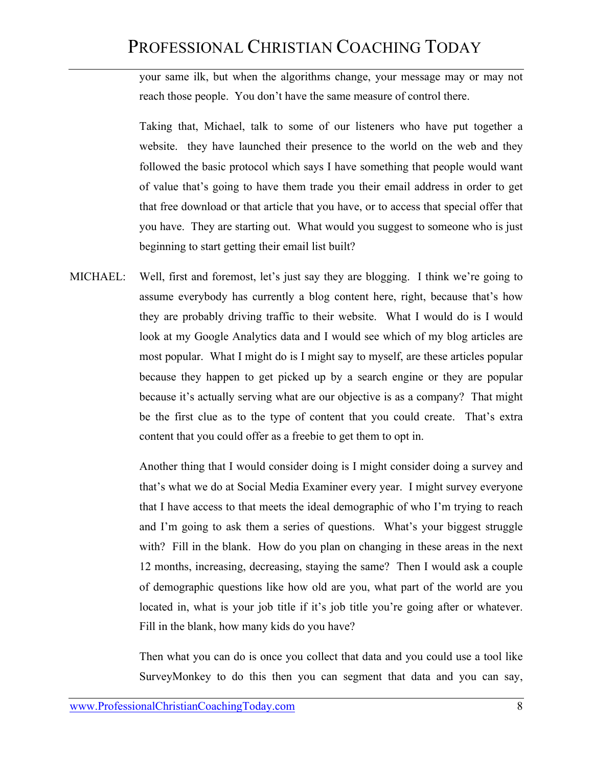your same ilk, but when the algorithms change, your message may or may not reach those people. You don't have the same measure of control there.

Taking that, Michael, talk to some of our listeners who have put together a website. they have launched their presence to the world on the web and they followed the basic protocol which says I have something that people would want of value that's going to have them trade you their email address in order to get that free download or that article that you have, or to access that special offer that you have. They are starting out. What would you suggest to someone who is just beginning to start getting their email list built?

MICHAEL: Well, first and foremost, let's just say they are blogging. I think we're going to assume everybody has currently a blog content here, right, because that's how they are probably driving traffic to their website. What I would do is I would look at my Google Analytics data and I would see which of my blog articles are most popular. What I might do is I might say to myself, are these articles popular because they happen to get picked up by a search engine or they are popular because it's actually serving what are our objective is as a company? That might be the first clue as to the type of content that you could create. That's extra content that you could offer as a freebie to get them to opt in.

Another thing that I would consider doing is I might consider doing a survey and that's what we do at Social Media Examiner every year. I might survey everyone that I have access to that meets the ideal demographic of who I'm trying to reach and I'm going to ask them a series of questions. What's your biggest struggle with? Fill in the blank. How do you plan on changing in these areas in the next 12 months, increasing, decreasing, staying the same? Then I would ask a couple of demographic questions like how old are you, what part of the world are you located in, what is your job title if it's job title you're going after or whatever. Fill in the blank, how many kids do you have?

Then what you can do is once you collect that data and you could use a tool like SurveyMonkey to do this then you can segment that data and you can say,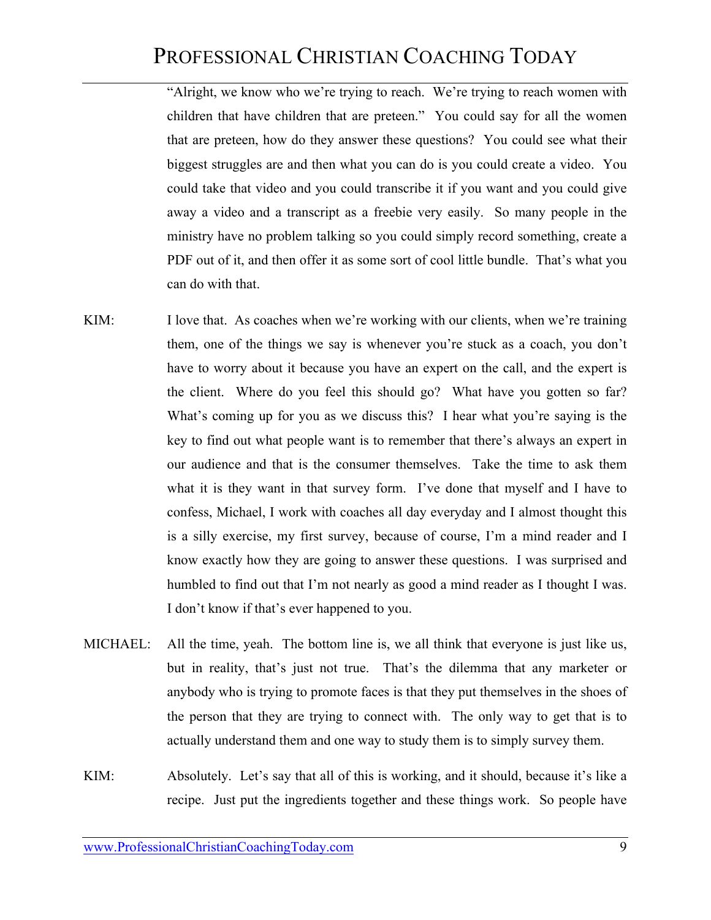"Alright, we know who we're trying to reach. We're trying to reach women with children that have children that are preteen." You could say for all the women that are preteen, how do they answer these questions? You could see what their biggest struggles are and then what you can do is you could create a video. You could take that video and you could transcribe it if you want and you could give away a video and a transcript as a freebie very easily. So many people in the ministry have no problem talking so you could simply record something, create a PDF out of it, and then offer it as some sort of cool little bundle. That's what you can do with that.

KIM: I love that. As coaches when we're working with our clients, when we're training them, one of the things we say is whenever you're stuck as a coach, you don't have to worry about it because you have an expert on the call, and the expert is the client. Where do you feel this should go? What have you gotten so far? What's coming up for you as we discuss this? I hear what you're saying is the key to find out what people want is to remember that there's always an expert in our audience and that is the consumer themselves. Take the time to ask them what it is they want in that survey form. I've done that myself and I have to confess, Michael, I work with coaches all day everyday and I almost thought this is a silly exercise, my first survey, because of course, I'm a mind reader and I know exactly how they are going to answer these questions. I was surprised and humbled to find out that I'm not nearly as good a mind reader as I thought I was. I don't know if that's ever happened to you.

MICHAEL: All the time, yeah. The bottom line is, we all think that everyone is just like us, but in reality, that's just not true. That's the dilemma that any marketer or anybody who is trying to promote faces is that they put themselves in the shoes of the person that they are trying to connect with. The only way to get that is to actually understand them and one way to study them is to simply survey them.

KIM: Absolutely. Let's say that all of this is working, and it should, because it's like a recipe. Just put the ingredients together and these things work. So people have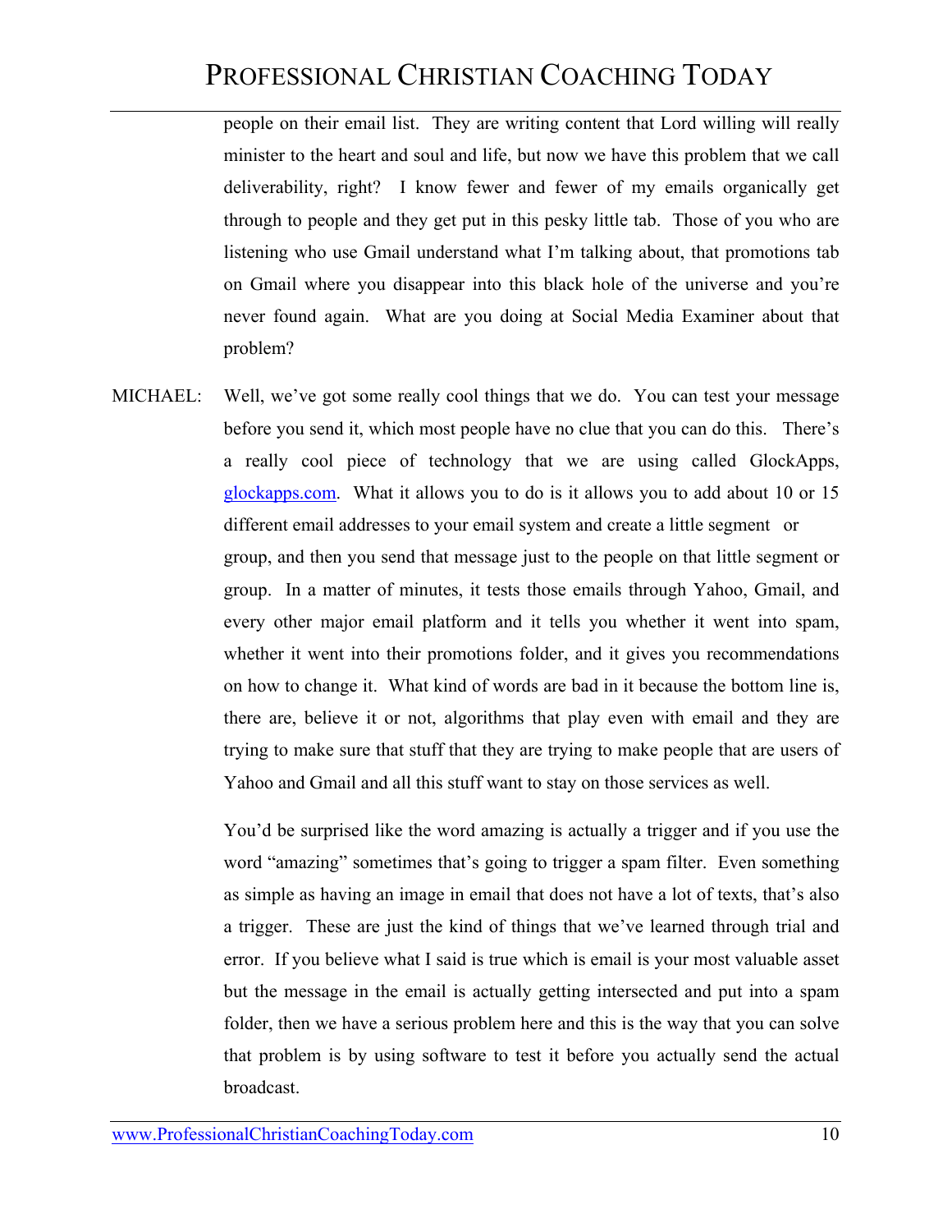people on their email list. They are writing content that Lord willing will really minister to the heart and soul and life, but now we have this problem that we call deliverability, right? I know fewer and fewer of my emails organically get through to people and they get put in this pesky little tab. Those of you who are listening who use Gmail understand what I'm talking about, that promotions tab on Gmail where you disappear into this black hole of the universe and you're never found again. What are you doing at Social Media Examiner about that problem?

MICHAEL: Well, we've got some really cool things that we do. You can test your message before you send it, which most people have no clue that you can do this. There's a really cool piece of technology that we are using called GlockApps, [glockapps.com](http://glockapps.com). What it allows you to do is it allows you to add about 10 or 15 different email addresses to your email system and create a little segment or group, and then you send that message just to the people on that little segment or group. In a matter of minutes, it tests those emails through Yahoo, Gmail, and every other major email platform and it tells you whether it went into spam, whether it went into their promotions folder, and it gives you recommendations on how to change it. What kind of words are bad in it because the bottom line is, there are, believe it or not, algorithms that play even with email and they are trying to make sure that stuff that they are trying to make people that are users of Yahoo and Gmail and all this stuff want to stay on those services as well.

You'd be surprised like the word amazing is actually a trigger and if you use the word "amazing" sometimes that's going to trigger a spam filter. Even something as simple as having an image in email that does not have a lot of texts, that's also a trigger. These are just the kind of things that we've learned through trial and error. If you believe what I said is true which is email is your most valuable asset but the message in the email is actually getting intersected and put into a spam folder, then we have a serious problem here and this is the way that you can solve that problem is by using software to test it before you actually send the actual broadcast.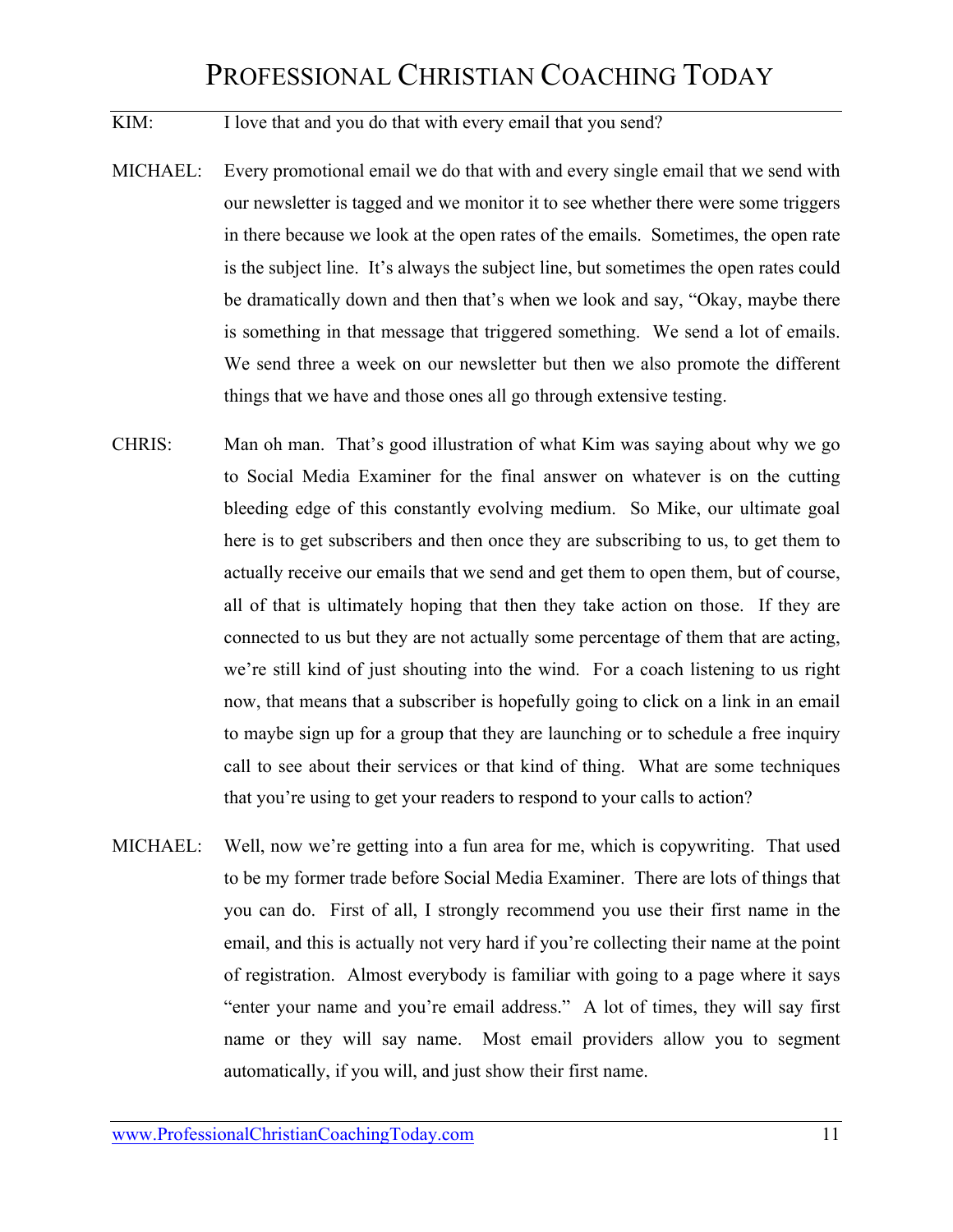KIM: I love that and you do that with every email that you send?

MICHAEL: Every promotional email we do that with and every single email that we send with our newsletter is tagged and we monitor it to see whether there were some triggers in there because we look at the open rates of the emails. Sometimes, the open rate is the subject line. It's always the subject line, but sometimes the open rates could be dramatically down and then that's when we look and say, "Okay, maybe there is something in that message that triggered something. We send a lot of emails. We send three a week on our newsletter but then we also promote the different things that we have and those ones all go through extensive testing.

CHRIS: Man oh man. That's good illustration of what Kim was saying about why we go to Social Media Examiner for the final answer on whatever is on the cutting bleeding edge of this constantly evolving medium. So Mike, our ultimate goal here is to get subscribers and then once they are subscribing to us, to get them to actually receive our emails that we send and get them to open them, but of course, all of that is ultimately hoping that then they take action on those. If they are connected to us but they are not actually some percentage of them that are acting, we're still kind of just shouting into the wind. For a coach listening to us right now, that means that a subscriber is hopefully going to click on a link in an email to maybe sign up for a group that they are launching or to schedule a free inquiry call to see about their services or that kind of thing. What are some techniques that you're using to get your readers to respond to your calls to action?

MICHAEL: Well, now we're getting into a fun area for me, which is copywriting. That used to be my former trade before Social Media Examiner. There are lots of things that you can do. First of all, I strongly recommend you use their first name in the email, and this is actually not very hard if you're collecting their name at the point of registration. Almost everybody is familiar with going to a page where it says "enter your name and you're email address." A lot of times, they will say first name or they will say name. Most email providers allow you to segment automatically, if you will, and just show their first name.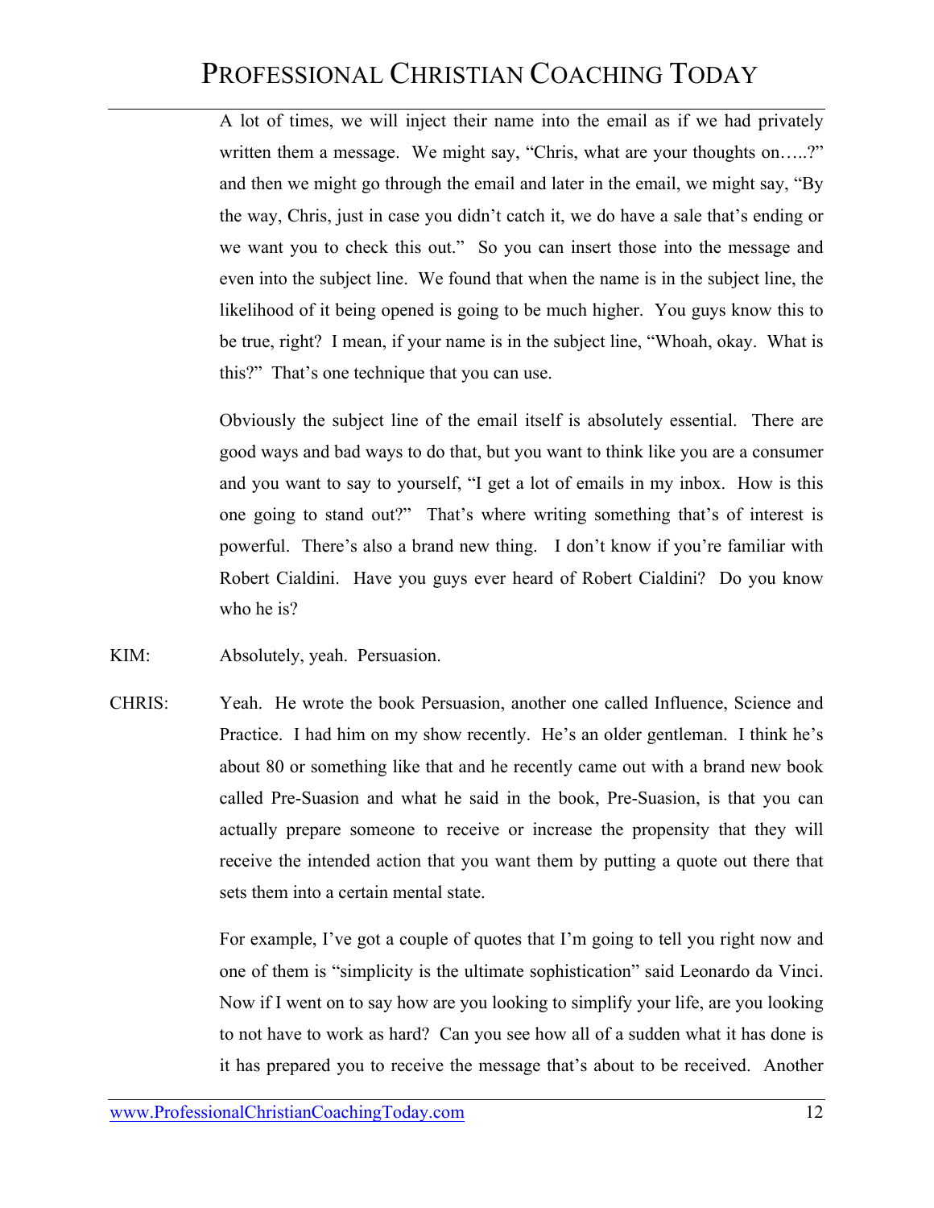A lot of times, we will inject their name into the email as if we had privately written them a message. We might say, "Chris, what are your thoughts on…..?" and then we might go through the email and later in the email, we might say, "By the way, Chris, just in case you didn't catch it, we do have a sale that's ending or we want you to check this out." So you can insert those into the message and even into the subject line. We found that when the name is in the subject line, the likelihood of it being opened is going to be much higher. You guys know this to be true, right? I mean, if your name is in the subject line, "Whoah, okay. What is this?" That's one technique that you can use.

Obviously the subject line of the email itself is absolutely essential. There are good ways and bad ways to do that, but you want to think like you are a consumer and you want to say to yourself, "I get a lot of emails in my inbox. How is this one going to stand out?" That's where writing something that's of interest is powerful. There's also a brand new thing. I don't know if you're familiar with Robert Cialdini. Have you guys ever heard of Robert Cialdini? Do you know who he is?

KIM: Absolutely, yeah. Persuasion.

CHRIS: Yeah. He wrote the book Persuasion, another one called Influence, Science and Practice. I had him on my show recently. He's an older gentleman. I think he's about 80 or something like that and he recently came out with a brand new book called Pre-Suasion and what he said in the book, Pre-Suasion, is that you can actually prepare someone to receive or increase the propensity that they will receive the intended action that you want them by putting a quote out there that sets them into a certain mental state.

For example, I've got a couple of quotes that I'm going to tell you right now and one of them is "simplicity is the ultimate sophistication" said Leonardo da Vinci. Now if I went on to say how are you looking to simplify your life, are you looking to not have to work as hard? Can you see how all of a sudden what it has done is it has prepared you to receive the message that's about to be received. Another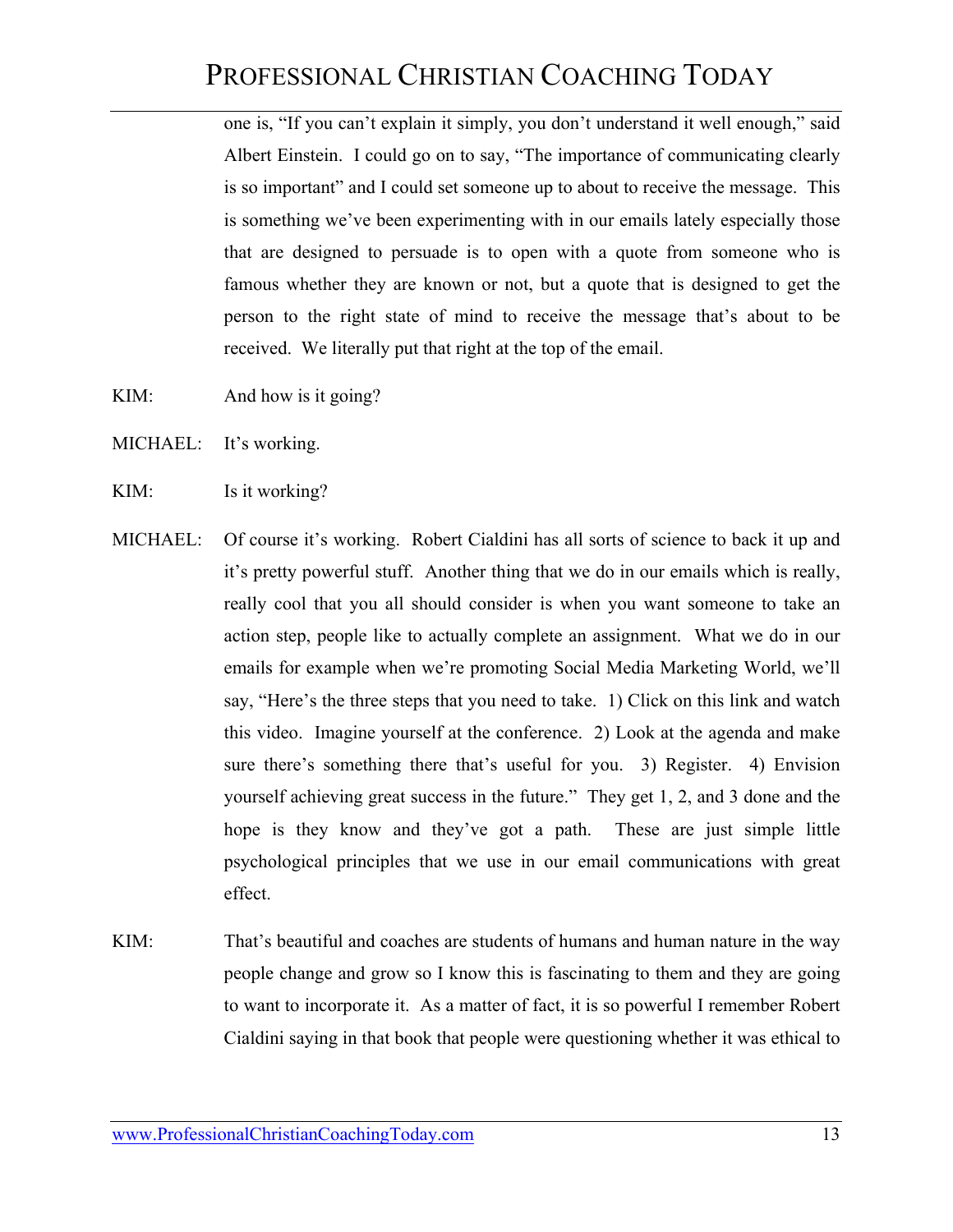one is, "If you can't explain it simply, you don't understand it well enough," said Albert Einstein. I could go on to say, "The importance of communicating clearly is so important" and I could set someone up to about to receive the message. This is something we've been experimenting with in our emails lately especially those that are designed to persuade is to open with a quote from someone who is famous whether they are known or not, but a quote that is designed to get the person to the right state of mind to receive the message that's about to be received. We literally put that right at the top of the email.

KIM: And how is it going?

MICHAEL: It's working.

KIM: Is it working?

MICHAEL: Of course it's working. Robert Cialdini has all sorts of science to back it up and it's pretty powerful stuff. Another thing that we do in our emails which is really, really cool that you all should consider is when you want someone to take an action step, people like to actually complete an assignment. What we do in our emails for example when we're promoting Social Media Marketing World, we'll say, "Here's the three steps that you need to take. 1) Click on this link and watch this video. Imagine yourself at the conference. 2) Look at the agenda and make sure there's something there that's useful for you. 3) Register. 4) Envision yourself achieving great success in the future." They get 1, 2, and 3 done and the hope is they know and they've got a path. These are just simple little psychological principles that we use in our email communications with great effect.

KIM: That's beautiful and coaches are students of humans and human nature in the way people change and grow so I know this is fascinating to them and they are going to want to incorporate it. As a matter of fact, it is so powerful I remember Robert Cialdini saying in that book that people were questioning whether it was ethical to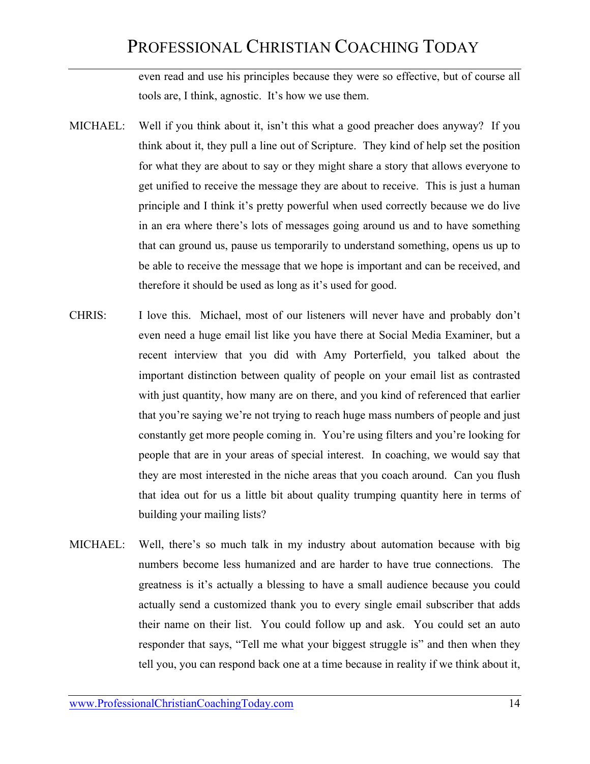even read and use his principles because they were so effective, but of course all tools are, I think, agnostic. It's how we use them.

MICHAEL: Well if you think about it, isn't this what a good preacher does anyway? If you think about it, they pull a line out of Scripture. They kind of help set the position for what they are about to say or they might share a story that allows everyone to get unified to receive the message they are about to receive. This is just a human principle and I think it's pretty powerful when used correctly because we do live in an era where there's lots of messages going around us and to have something that can ground us, pause us temporarily to understand something, opens us up to be able to receive the message that we hope is important and can be received, and therefore it should be used as long as it's used for good.

CHRIS: I love this. Michael, most of our listeners will never have and probably don't even need a huge email list like you have there at Social Media Examiner, but a recent interview that you did with Amy Porterfield, you talked about the important distinction between quality of people on your email list as contrasted with just quantity, how many are on there, and you kind of referenced that earlier that you're saying we're not trying to reach huge mass numbers of people and just constantly get more people coming in. You're using filters and you're looking for people that are in your areas of special interest. In coaching, we would say that they are most interested in the niche areas that you coach around. Can you flush that idea out for us a little bit about quality trumping quantity here in terms of building your mailing lists?

MICHAEL: Well, there's so much talk in my industry about automation because with big numbers become less humanized and are harder to have true connections. The greatness is it's actually a blessing to have a small audience because you could actually send a customized thank you to every single email subscriber that adds their name on their list. You could follow up and ask. You could set an auto responder that says, "Tell me what your biggest struggle is" and then when they tell you, you can respond back one at a time because in reality if we think about it,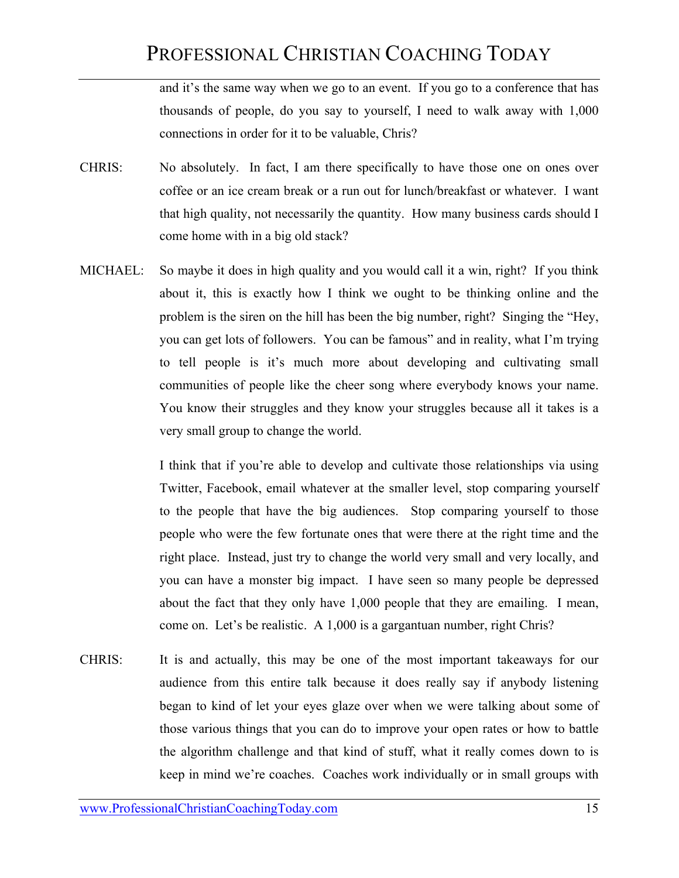and it's the same way when we go to an event. If you go to a conference that has thousands of people, do you say to yourself, I need to walk away with 1,000 connections in order for it to be valuable, Chris?

CHRIS: No absolutely. In fact, I am there specifically to have those one on ones over coffee or an ice cream break or a run out for lunch/breakfast or whatever. I want that high quality, not necessarily the quantity. How many business cards should I come home with in a big old stack?

MICHAEL: So maybe it does in high quality and you would call it a win, right? If you think about it, this is exactly how I think we ought to be thinking online and the problem is the siren on the hill has been the big number, right? Singing the "Hey, you can get lots of followers. You can be famous" and in reality, what I'm trying to tell people is it's much more about developing and cultivating small communities of people like the cheer song where everybody knows your name. You know their struggles and they know your struggles because all it takes is a very small group to change the world.

I think that if you're able to develop and cultivate those relationships via using Twitter, Facebook, email whatever at the smaller level, stop comparing yourself to the people that have the big audiences. Stop comparing yourself to those people who were the few fortunate ones that were there at the right time and the right place. Instead, just try to change the world very small and very locally, and you can have a monster big impact. I have seen so many people be depressed about the fact that they only have 1,000 people that they are emailing. I mean, come on. Let's be realistic. A 1,000 is a gargantuan number, right Chris?

CHRIS: It is and actually, this may be one of the most important takeaways for our audience from this entire talk because it does really say if anybody listening began to kind of let your eyes glaze over when we were talking about some of those various things that you can do to improve your open rates or how to battle the algorithm challenge and that kind of stuff, what it really comes down to is keep in mind we're coaches. Coaches work individually or in small groups with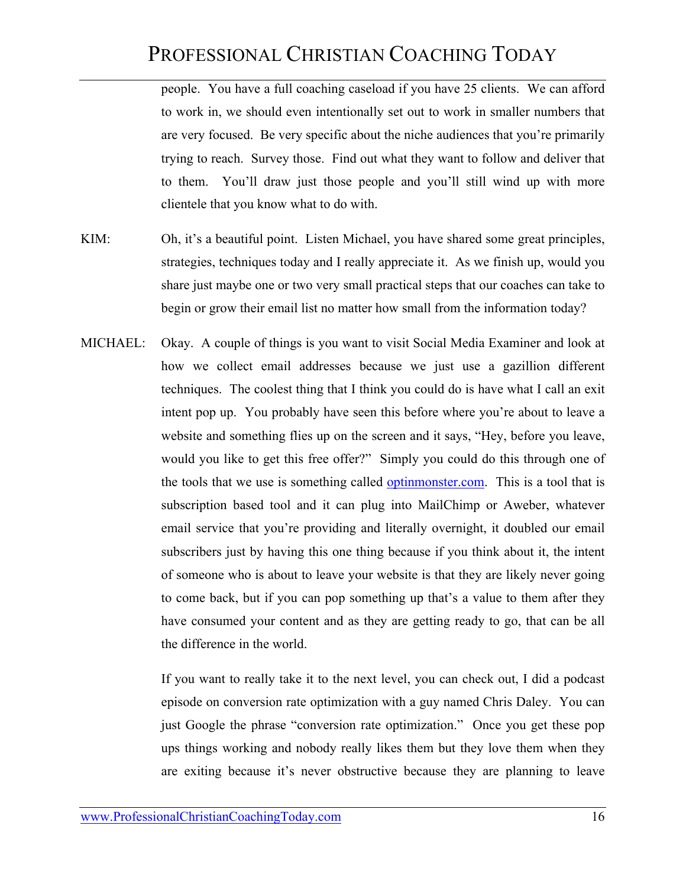people. You have a full coaching caseload if you have 25 clients. We can afford to work in, we should even intentionally set out to work in smaller numbers that are very focused. Be very specific about the niche audiences that you're primarily trying to reach. Survey those. Find out what they want to follow and deliver that to them. You'll draw just those people and you'll still wind up with more clientele that you know what to do with.

KIM: Oh, it's a beautiful point. Listen Michael, you have shared some great principles, strategies, techniques today and I really appreciate it. As we finish up, would you share just maybe one or two very small practical steps that our coaches can take to begin or grow their email list no matter how small from the information today?

MICHAEL: Okay. A couple of things is you want to visit Social Media Examiner and look at how we collect email addresses because we just use a gazillion different techniques. The coolest thing that I think you could do is have what I call an exit intent pop up. You probably have seen this before where you're about to leave a website and something flies up on the screen and it says, "Hey, before you leave, would you like to get this free offer?" Simply you could do this through one of the tools that we use is something called optinmonster.com. This is a tool that is subscription based tool and it can plug into MailChimp or Aweber, whatever email service that you're providing and literally overnight, it doubled our email subscribers just by having this one thing because if you think about it, the intent of someone who is about to leave your website is that they are likely never going to come back, but if you can pop something up that's a value to them after they have consumed your content and as they are getting ready to go, that can be all the difference in the world.

If you want to really take it to the next level, you can check out, I did a podcast episode on conversion rate optimization with a guy named Chris Daley. You can just Google the phrase "conversion rate optimization." Once you get these pop ups things working and nobody really likes them but they love them when they are exiting because it's never obstructive because they are planning to leave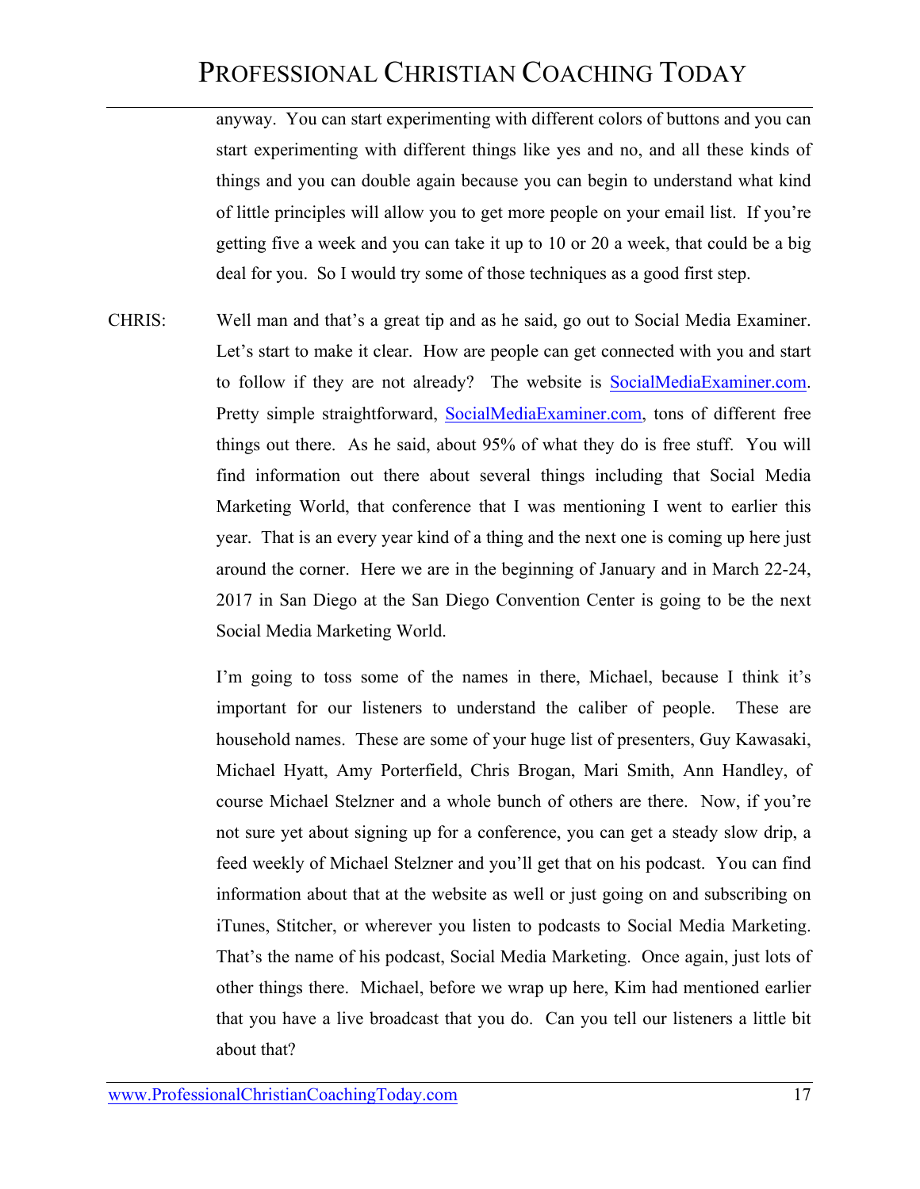anyway. You can start experimenting with different colors of buttons and you can start experimenting with different things like yes and no, and all these kinds of things and you can double again because you can begin to understand what kind of little principles will allow you to get more people on your email list. If you're getting five a week and you can take it up to 10 or 20 a week, that could be a big deal for you. So I would try some of those techniques as a good first step.

CHRIS: Well man and that's a great tip and as he said, go out to Social Media Examiner. Let's start to make it clear. How are people can get connected with you and start to follow if they are not already? The website is [SocialMediaExaminer.com](http://SocialMediaExaminer.com). Pretty simple straightforward, [SocialMediaExaminer.com](http://SocialMediaExaminer.com), tons of different free things out there. As he said, about 95% of what they do is free stuff. You will find information out there about several things including that Social Media Marketing World, that conference that I was mentioning I went to earlier this year. That is an every year kind of a thing and the next one is coming up here just around the corner. Here we are in the beginning of January and in March 22-24, 2017 in San Diego at the San Diego Convention Center is going to be the next Social Media Marketing World.

I'm going to toss some of the names in there, Michael, because I think it's important for our listeners to understand the caliber of people. These are household names. These are some of your huge list of presenters, Guy Kawasaki, Michael Hyatt, Amy Porterfield, Chris Brogan, Mari Smith, Ann Handley, of course Michael Stelzner and a whole bunch of others are there. Now, if you're not sure yet about signing up for a conference, you can get a steady slow drip, a feed weekly of Michael Stelzner and you'll get that on his podcast. You can find information about that at the website as well or just going on and subscribing on iTunes, Stitcher, or wherever you listen to podcasts to Social Media Marketing. That's the name of his podcast, Social Media Marketing. Once again, just lots of other things there. Michael, before we wrap up here, Kim had mentioned earlier that you have a live broadcast that you do. Can you tell our listeners a little bit about that?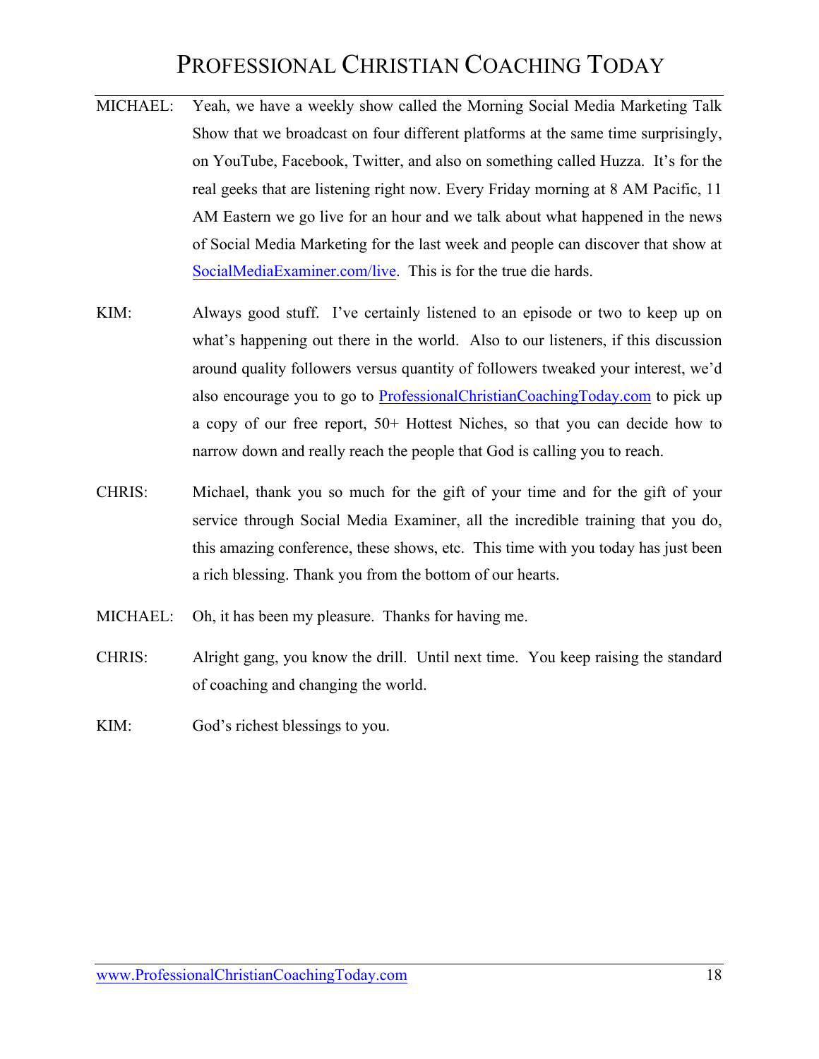MICHAEL: Yeah, we have a weekly show called the Morning Social Media Marketing Talk Show that we broadcast on four different platforms at the same time surprisingly, on YouTube, Facebook, Twitter, and also on something called Huzza. It's for the real geeks that are listening right now. Every Friday morning at 8 AM Pacific, 11 AM Eastern we go live for an hour and we talk about what happened in the news of Social Media Marketing for the last week and people can discover that show at SocialMediaExaminer.com/live. This is for the true die hards.

KIM: Always good stuff. I've certainly listened to an episode or two to keep up on what's happening out there in the world. Also to our listeners, if this discussion around quality followers versus quantity of followers tweaked your interest, we'd also encourage you to go to ProfessionalChristianCoachingToday.com to pick up a copy of our free report, 50+ Hottest Niches, so that you can decide how to narrow down and really reach the people that God is calling you to reach.

CHRIS: Michael, thank you so much for the gift of your time and for the gift of your service through Social Media Examiner, all the incredible training that you do, this amazing conference, these shows, etc. This time with you today has just been a rich blessing. Thank you from the bottom of our hearts.

MICHAEL: Oh, it has been my pleasure. Thanks for having me.

CHRIS: Alright gang, you know the drill. Until next time. You keep raising the standard of coaching and changing the world.

KIM: God's richest blessings to you.